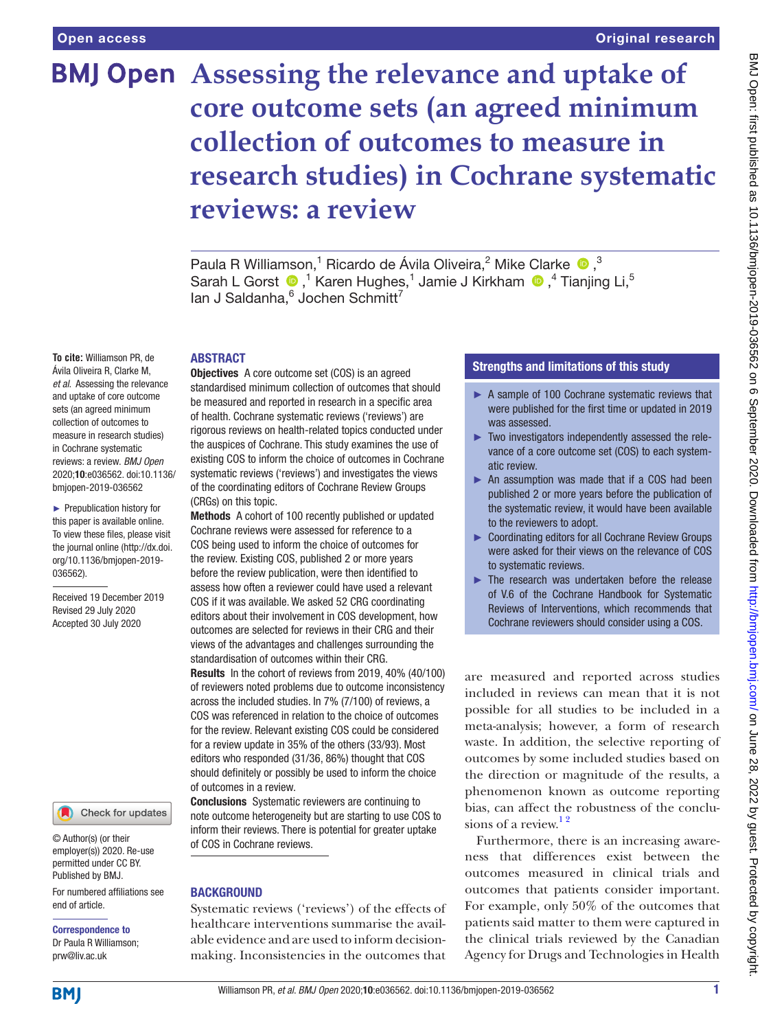# Assessing the relevance and uptake of core outcome sets (an agreed minimum collection of outcomes to measure in research studies) in Cochrane systematic reviews: a review

Paula R Williamson,[1] Ricardo de Ávila Oliveira,[2] Mike Clarke,[3] Sarah L Gorst,[1] Karen Hughes,[1] Jamie J Kirkham,[4] Tianjing Li,[5] Ian J Saldanha,[6] Jochen Schmitt[7]

**To cite:** Williamson PR, de Ávila Oliveira R, Clarke M, *et al*. Assessing the relevance and uptake of core outcome sets (an agreed minimum collection of outcomes to measure in research studies) in Cochrane systematic reviews: a review. *BMJ Open* 2020;**10**:e036562. doi:10.1136/bmjopen-2019-036562

► Prepublication history for this paper is available online. To view these files, please visit the journal online (http://dx.doi.org/10.1136/bmjopen-2019-036562).

Received 19 December 2019
Revised 29 July 2020
Accepted 30 July 2020

© Author(s) (or their employer(s)) 2020. Re-use permitted under CC BY. Published by BMJ.

For numbered affiliations see end of article.

**Correspondence to**
Dr Paula R Williamson; prw@liv.ac.uk

## ABSTRACT

**Objectives** A core outcome set (COS) is an agreed standardised minimum collection of outcomes that should be measured and reported in research in a specific area of health. Cochrane systematic reviews ('reviews') are rigorous reviews on health-related topics conducted under the auspices of Cochrane. This study examines the use of existing COS to inform the choice of outcomes in Cochrane systematic reviews ('reviews') and investigates the views of the coordinating editors of Cochrane Review Groups (CRGs) on this topic.

**Methods** A cohort of 100 recently published or updated Cochrane reviews were assessed for reference to a COS being used to inform the choice of outcomes for the review. Existing COS, published 2 or more years before the review publication, were then identified to assess how often a reviewer could have used a relevant COS if it was available. We asked 52 CRG coordinating editors about their involvement in COS development, how outcomes are selected for reviews in their CRG and their views of the advantages and challenges surrounding the standardisation of outcomes within their CRG.

**Results** In the cohort of reviews from 2019, 40% (40/100) of reviewers noted problems due to outcome inconsistency across the included studies. In 7% (7/100) of reviews, a COS was referenced in relation to the choice of outcomes for the review. Relevant existing COS could be considered for a review update in 35% of the others (33/93). Most editors who responded (31/36, 86%) thought that COS should definitely or possibly be used to inform the choice of outcomes in a review.

**Conclusions** Systematic reviewers are continuing to note outcome heterogeneity but are starting to use COS to inform their reviews. There is potential for greater uptake of COS in Cochrane reviews.

## Strengths and limitations of this study

- ► A sample of 100 Cochrane systematic reviews that were published for the first time or updated in 2019 was assessed.
- ► Two investigators independently assessed the relevance of a core outcome set (COS) to each systematic review.
- ► An assumption was made that if a COS had been published 2 or more years before the publication of the systematic review, it would have been available to the reviewers to adopt.
- ► Coordinating editors for all Cochrane Review Groups were asked for their views on the relevance of COS to systematic reviews.
- ► The research was undertaken before the release of V.6 of the Cochrane Handbook for Systematic Reviews of Interventions, which recommends that Cochrane reviewers should consider using a COS.

## BACKGROUND

Systematic reviews ('reviews') of the effects of healthcare interventions summarise the available evidence and are used to inform decision-making. Inconsistencies in the outcomes that are measured and reported across studies included in reviews can mean that it is not possible for all studies to be included in a meta-analysis; however, a form of research waste. In addition, the selective reporting of outcomes by some included studies based on the direction or magnitude of the results, a phenomenon known as outcome reporting bias, can affect the robustness of the conclusions of a review.[1,2]

Furthermore, there is an increasing awareness that differences exist between the outcomes measured in clinical trials and outcomes that patients consider important. For example, only 50% of the outcomes that patients said matter to them were captured in the clinical trials reviewed by the Canadian Agency for Drugs and Technologies in Health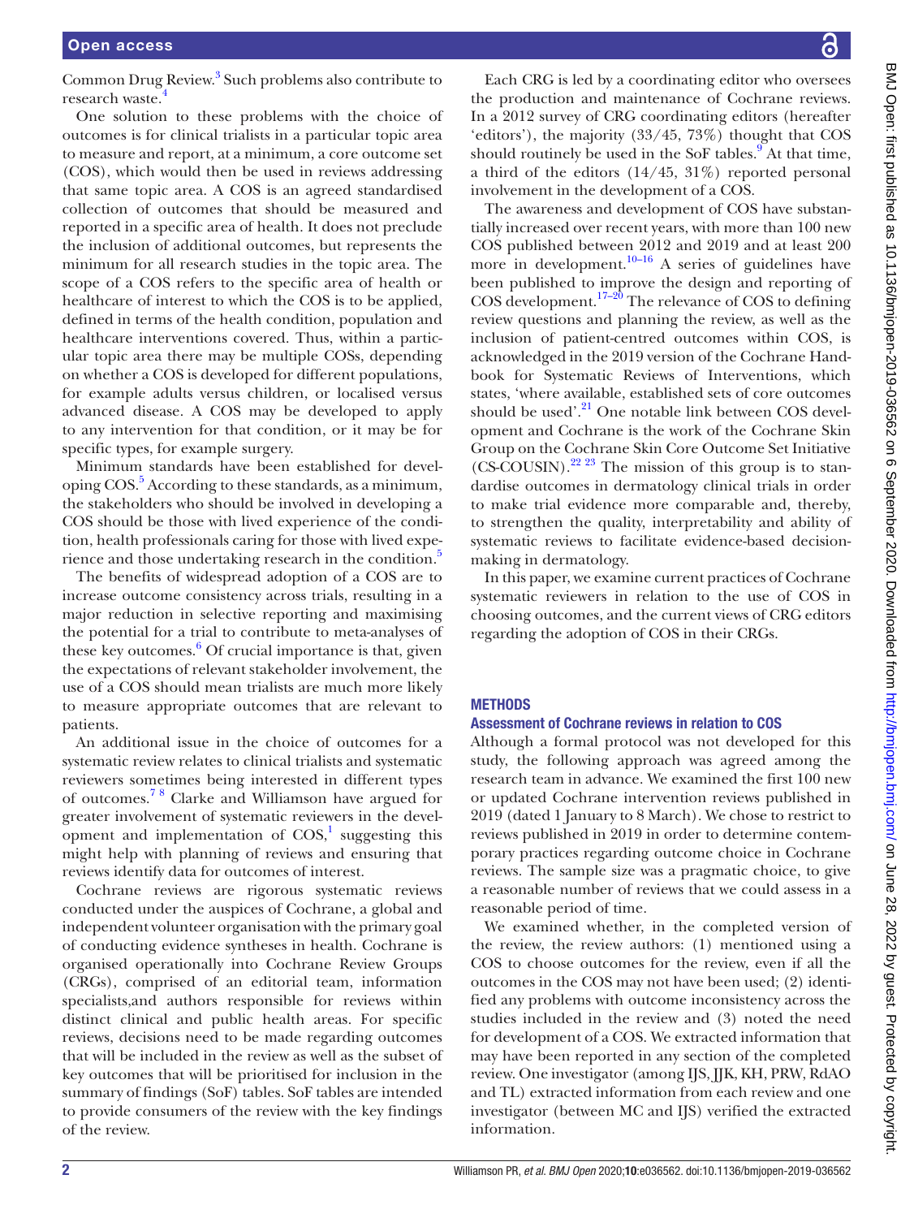Common Drug Review.[3] Such problems also contribute to research waste.[4]

One solution to these problems with the choice of outcomes is for clinical trialists in a particular topic area to measure and report, at a minimum, a core outcome set (COS), which would then be used in reviews addressing that same topic area. A COS is an agreed standardised collection of outcomes that should be measured and reported in a specific area of health. It does not preclude the inclusion of additional outcomes, but represents the minimum for all research studies in the topic area. The scope of a COS refers to the specific area of health or healthcare of interest to which the COS is to be applied, defined in terms of the health condition, population and healthcare interventions covered. Thus, within a particular topic area there may be multiple COSs, depending on whether a COS is developed for different populations, for example adults versus children, or localised versus advanced disease. A COS may be developed to apply to any intervention for that condition, or it may be for specific types, for example surgery.

Minimum standards have been established for developing COS.[5] According to these standards, as a minimum, the stakeholders who should be involved in developing a COS should be those with lived experience of the condition, health professionals caring for those with lived experience and those undertaking research in the condition.[5]

The benefits of widespread adoption of a COS are to increase outcome consistency across trials, resulting in a major reduction in selective reporting and maximising the potential for a trial to contribute to meta-analyses of these key outcomes.[6] Of crucial importance is that, given the expectations of relevant stakeholder involvement, the use of a COS should mean trialists are much more likely to measure appropriate outcomes that are relevant to patients.

An additional issue in the choice of outcomes for a systematic review relates to clinical trialists and systematic reviewers sometimes being interested in different types of outcomes.[7,8] Clarke and Williamson have argued for greater involvement of systematic reviewers in the development and implementation of COS,[1] suggesting this might help with planning of reviews and ensuring that reviews identify data for outcomes of interest.

Cochrane reviews are rigorous systematic reviews conducted under the auspices of Cochrane, a global and independent volunteer organisation with the primary goal of conducting evidence syntheses in health. Cochrane is organised operationally into Cochrane Review Groups (CRGs), comprised of an editorial team, information specialists,and authors responsible for reviews within distinct clinical and public health areas. For specific reviews, decisions need to be made regarding outcomes that will be included in the review as well as the subset of key outcomes that will be prioritised for inclusion in the summary of findings (SoF) tables. SoF tables are intended to provide consumers of the review with the key findings of the review.

Each CRG is led by a coordinating editor who oversees the production and maintenance of Cochrane reviews. In a 2012 survey of CRG coordinating editors (hereafter 'editors'), the majority (33/45, 73%) thought that COS should routinely be used in the SoF tables.[9] At that time, a third of the editors (14/45, 31%) reported personal involvement in the development of a COS.

The awareness and development of COS have substantially increased over recent years, with more than 100 new COS published between 2012 and 2019 and at least 200 more in development.[10–16] A series of guidelines have been published to improve the design and reporting of COS development.[17–20] The relevance of COS to defining review questions and planning the review, as well as the inclusion of patient-centred outcomes within COS, is acknowledged in the 2019 version of the Cochrane Handbook for Systematic Reviews of Interventions, which states, 'where available, established sets of core outcomes should be used'.[21] One notable link between COS development and Cochrane is the work of the Cochrane Skin Group on the Cochrane Skin Core Outcome Set Initiative (CS-COUSIN).[22,23] The mission of this group is to standardise outcomes in dermatology clinical trials in order to make trial evidence more comparable and, thereby, to strengthen the quality, interpretability and ability of systematic reviews to facilitate evidence-based decision-making in dermatology.

In this paper, we examine current practices of Cochrane systematic reviewers in relation to the use of COS in choosing outcomes, and the current views of CRG editors regarding the adoption of COS in their CRGs.

## METHODS

### Assessment of Cochrane reviews in relation to COS

Although a formal protocol was not developed for this study, the following approach was agreed among the research team in advance. We examined the first 100 new or updated Cochrane intervention reviews published in 2019 (dated 1 January to 8 March). We chose to restrict to reviews published in 2019 in order to determine contemporary practices regarding outcome choice in Cochrane reviews. The sample size was a pragmatic choice, to give a reasonable number of reviews that we could assess in a reasonable period of time.

We examined whether, in the completed version of the review, the review authors: (1) mentioned using a COS to choose outcomes for the review, even if all the outcomes in the COS may not have been used; (2) identified any problems with outcome inconsistency across the studies included in the review and (3) noted the need for development of a COS. We extracted information that may have been reported in any section of the completed review. One investigator (among IJS, JJK, KH, PRW, RdAO and TL) extracted information from each review and one investigator (between MC and IJS) verified the extracted information.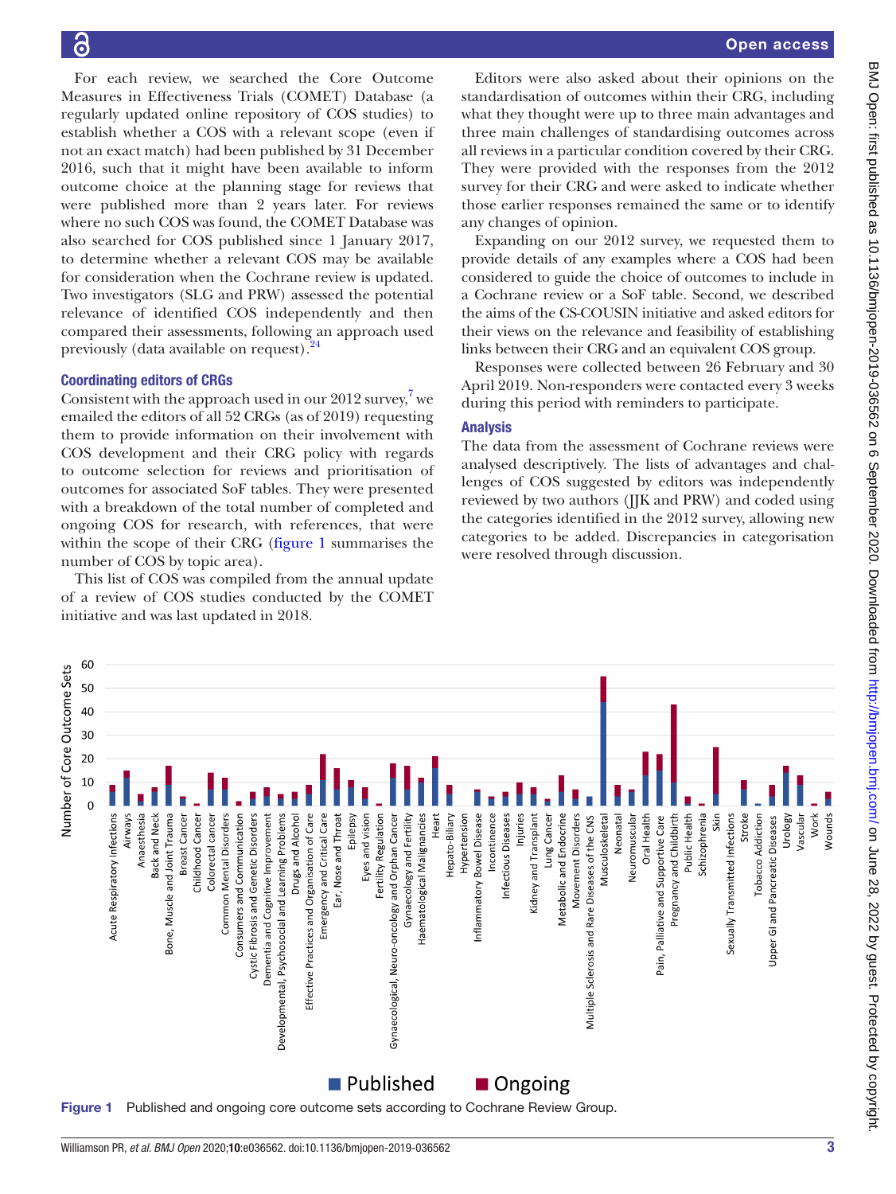For each review, we searched the Core Outcome Measures in Effectiveness Trials (COMET) Database (a regularly updated online repository of COS studies) to establish whether a COS with a relevant scope (even if not an exact match) had been published by 31 December 2016, such that it might have been available to inform outcome choice at the planning stage for reviews that were published more than 2 years later. For reviews where no such COS was found, the COMET Database was also searched for COS published since 1 January 2017, to determine whether a relevant COS may be available for consideration when the Cochrane review is updated. Two investigators (SLG and PRW) assessed the potential relevance of identified COS independently and then compared their assessments, following an approach used previously (data available on request).[24]

### Coordinating editors of CRGs

Consistent with the approach used in our 2012 survey,[7] we emailed the editors of all 52 CRGs (as of 2019) requesting them to provide information on their involvement with COS development and their CRG policy with regards to outcome selection for reviews and prioritisation of outcomes for associated SoF tables. They were presented with a breakdown of the total number of completed and ongoing COS for research, with references, that were within the scope of their CRG (figure 1 summarises the number of COS by topic area).

This list of COS was compiled from the annual update of a review of COS studies conducted by the COMET initiative and was last updated in 2018.

Editors were also asked about their opinions on the standardisation of outcomes within their CRG, including what they thought were up to three main advantages and three main challenges of standardising outcomes across all reviews in a particular condition covered by their CRG. They were provided with the responses from the 2012 survey for their CRG and were asked to indicate whether those earlier responses remained the same or to identify any changes of opinion.

Expanding on our 2012 survey, we requested them to provide details of any examples where a COS had been considered to guide the choice of outcomes to include in a Cochrane review or a SoF table. Second, we described the aims of the CS-COUSIN initiative and asked editors for their views on the relevance and feasibility of establishing links between their CRG and an equivalent COS group.

Responses were collected between 26 February and 30 April 2019. Non-responders were contacted every 3 weeks during this period with reminders to participate.

### Analysis

The data from the assessment of Cochrane reviews were analysed descriptively. The lists of advantages and challenges of COS suggested by editors was independently reviewed by two authors (JJK and PRW) and coded using the categories identified in the 2012 survey, allowing new categories to be added. Discrepancies in categorisation were resolved through discussion.

Figure 1 Published and ongoing core outcome sets according to Cochrane Review Group.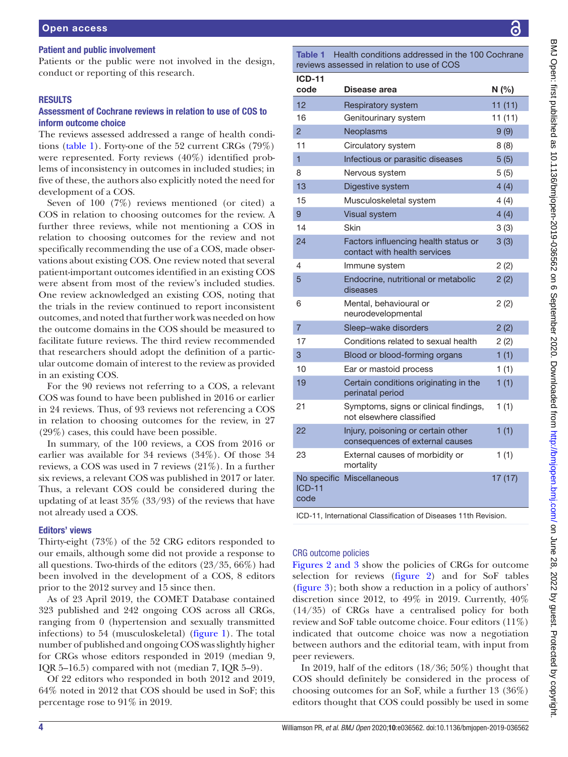### Patient and public involvement

Patients or the public were not involved in the design, conduct or reporting of this research.

## RESULTS

### Assessment of Cochrane reviews in relation to use of COS to inform outcome choice

The reviews assessed addressed a range of health conditions (table 1). Forty-one of the 52 current CRGs (79%) were represented. Forty reviews (40%) identified problems of inconsistency in outcomes in included studies; in five of these, the authors also explicitly noted the need for development of a COS.

Seven of 100 (7%) reviews mentioned (or cited) a COS in relation to choosing outcomes for the review. A further three reviews, while not mentioning a COS in relation to choosing outcomes for the review and not specifically recommending the use of a COS, made observations about existing COS. One review noted that several patient-important outcomes identified in an existing COS were absent from most of the review's included studies. One review acknowledged an existing COS, noting that the trials in the review continued to report inconsistent outcomes, and noted that further work was needed on how the outcome domains in the COS should be measured to facilitate future reviews. The third review recommended that researchers should adopt the definition of a particular outcome domain of interest to the review as provided in an existing COS.

For the 90 reviews not referring to a COS, a relevant COS was found to have been published in 2016 or earlier in 24 reviews. Thus, of 93 reviews not referencing a COS in relation to choosing outcomes for the review, in 27 (29%) cases, this could have been possible.

In summary, of the 100 reviews, a COS from 2016 or earlier was available for 34 reviews (34%). Of those 34 reviews, a COS was used in 7 reviews (21%). In a further six reviews, a relevant COS was published in 2017 or later. Thus, a relevant COS could be considered during the updating of at least 35% (33/93) of the reviews that have not already used a COS.

### Editors' views

Thirty-eight (73%) of the 52 CRG editors responded to our emails, although some did not provide a response to all questions. Two-thirds of the editors (23/35, 66%) had been involved in the development of a COS, 8 editors prior to the 2012 survey and 15 since then.

As of 23 April 2019, the COMET Database contained 323 published and 242 ongoing COS across all CRGs, ranging from 0 (hypertension and sexually transmitted infections) to 54 (musculoskeletal) (figure 1). The total number of published and ongoing COS was slightly higher for CRGs whose editors responded in 2019 (median 9, IQR 5–16.5) compared with not (median 7, IQR 5–9).

Of 22 editors who responded in both 2012 and 2019, 64% noted in 2012 that COS should be used in SoF; this percentage rose to 91% in 2019.

**Table 1** Health conditions addressed in the 100 Cochrane reviews assessed in relation to use of COS

| ICD-11 code | Disease area | N (%) |
|---|---|---|
| 12 | Respiratory system | 11 (11) |
| 16 | Genitourinary system | 11 (11) |
| 2 | Neoplasms | 9 (9) |
| 11 | Circulatory system | 8 (8) |
| 1 | Infectious or parasitic diseases | 5 (5) |
| 8 | Nervous system | 5 (5) |
| 13 | Digestive system | 4 (4) |
| 15 | Musculoskeletal system | 4 (4) |
| 9 | Visual system | 4 (4) |
| 14 | Skin | 3 (3) |
| 24 | Factors influencing health status or contact with health services | 3 (3) |
| 4 | Immune system | 2 (2) |
| 5 | Endocrine, nutritional or metabolic diseases | 2 (2) |
| 6 | Mental, behavioural or neurodevelopmental | 2 (2) |
| 7 | Sleep–wake disorders | 2 (2) |
| 17 | Conditions related to sexual health | 2 (2) |
| 3 | Blood or blood-forming organs | 1 (1) |
| 10 | Ear or mastoid process | 1 (1) |
| 19 | Certain conditions originating in the perinatal period | 1 (1) |
| 21 | Symptoms, signs or clinical findings, not elsewhere classified | 1 (1) |
| 22 | Injury, poisoning or certain other consequences of external causes | 1 (1) |
| 23 | External causes of morbidity or mortality | 1 (1) |
| No specific ICD-11 code | Miscellaneous | 17 (17) |

ICD-11, International Classification of Diseases 11th Revision.

### CRG outcome policies

Figures 2 and 3 show the policies of CRGs for outcome selection for reviews (figure 2) and for SoF tables (figure 3); both show a reduction in a policy of authors' discretion since 2012, to 49% in 2019. Currently, 40% (14/35) of CRGs have a centralised policy for both review and SoF table outcome choice. Four editors (11%) indicated that outcome choice was now a negotiation between authors and the editorial team, with input from peer reviewers.

In 2019, half of the editors (18/36; 50%) thought that COS should definitely be considered in the process of choosing outcomes for an SoF, while a further 13 (36%) editors thought that COS could possibly be used in some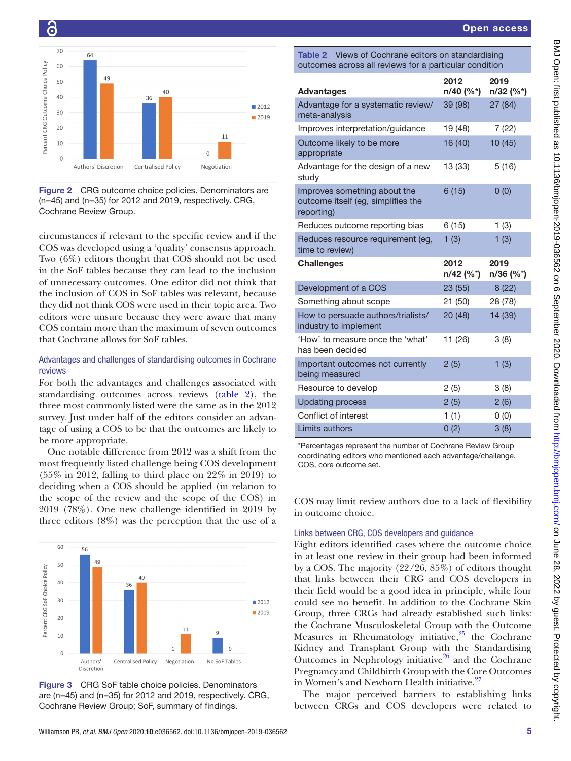Figure 2 CRG outcome choice policies. Denominators are (n=45) and (n=35) for 2012 and 2019, respectively. CRG, Cochrane Review Group.

circumstances if relevant to the specific review and if the COS was developed using a 'quality' consensus approach. Two (6%) editors thought that COS should not be used in the SoF tables because they can lead to the inclusion of unnecessary outcomes. One editor did not think that the inclusion of COS in SoF tables was relevant, because they did not think COS were used in their topic area. Two editors were unsure because they were aware that many COS contain more than the maximum of seven outcomes that Cochrane allows for SoF tables.

### Advantages and challenges of standardising outcomes in Cochrane reviews

For both the advantages and challenges associated with standardising outcomes across reviews (table 2), the three most commonly listed were the same as in the 2012 survey. Just under half of the editors consider an advantage of using a COS to be that the outcomes are likely to be more appropriate.

One notable difference from 2012 was a shift from the most frequently listed challenge being COS development (55% in 2012, falling to third place on 22% in 2019) to deciding when a COS should be applied (in relation to the scope of the review and the scope of the COS) in 2019 (78%). One new challenge identified in 2019 by three editors (8%) was the perception that the use of a COS may limit review authors due to a lack of flexibility in outcome choice.

Figure 3 CRG SoF table choice policies. Denominators are (n=45) and (n=35) for 2012 and 2019, respectively. CRG, Cochrane Review Group; SoF, summary of findings.

**Table 2** Views of Cochrane editors on standardising outcomes across all reviews for a particular condition

| Advantages | 2012 n/40 (%*) | 2019 n/32 (%*) |
|---|---|---|
| Advantage for a systematic review/ meta-analysis | 39 (98) | 27 (84) |
| Improves interpretation/guidance | 19 (48) | 7 (22) |
| Outcome likely to be more appropriate | 16 (40) | 10 (45) |
| Advantage for the design of a new study | 13 (33) | 5 (16) |
| Improves something about the outcome itself (eg, simplifies the reporting) | 6 (15) | 0 (0) |
| Reduces outcome reporting bias | 6 (15) | 1 (3) |
| Reduces resource requirement (eg, time to review) | 1 (3) | 1 (3) |
| **Challenges** | **2012 n/42 (%*)** | **2019 n/36 (%*)** |
| Development of a COS | 23 (55) | 8 (22) |
| Something about scope | 21 (50) | 28 (78) |
| How to persuade authors/trialists/ industry to implement | 20 (48) | 14 (39) |
| 'How' to measure once the 'what' has been decided | 11 (26) | 3 (8) |
| Important outcomes not currently being measured | 2 (5) | 1 (3) |
| Resource to develop | 2 (5) | 3 (8) |
| Updating process | 2 (5) | 2 (6) |
| Conflict of interest | 1 (1) | 0 (0) |
| Limits authors | 0 (2) | 3 (8) |

*Percentages represent the number of Cochrane Review Group coordinating editors who mentioned each advantage/challenge. COS, core outcome set.

### Links between CRG, COS developers and guidance

Eight editors identified cases where the outcome choice in at least one review in their group had been informed by a COS. The majority (22/26, 85%) of editors thought that links between their CRG and COS developers in their field would be a good idea in principle, while four could see no benefit. In addition to the Cochrane Skin Group, three CRGs had already established such links: the Cochrane Musculoskeletal Group with the Outcome Measures in Rheumatology initiative,[25] the Cochrane Kidney and Transplant Group with the Standardising Outcomes in Nephrology initiative[26] and the Cochrane Pregnancy and Childbirth Group with the Core Outcomes in Women's and Newborn Health initiative.[27]

The major perceived barriers to establishing links between CRGs and COS developers were related to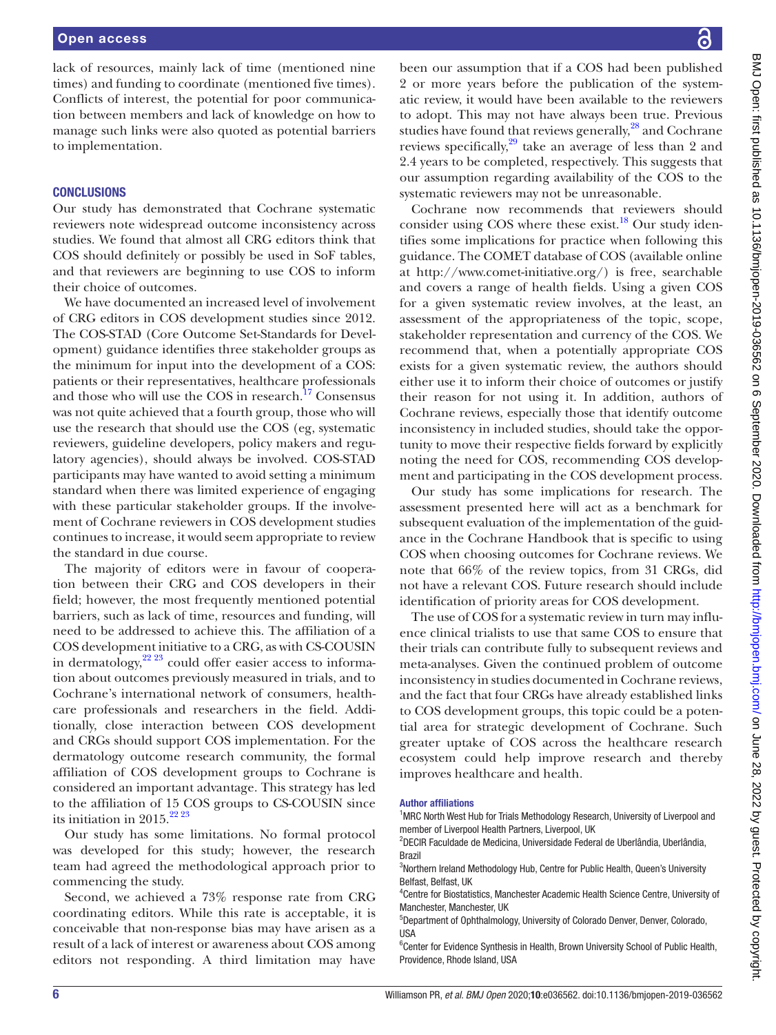lack of resources, mainly lack of time (mentioned nine times) and funding to coordinate (mentioned five times). Conflicts of interest, the potential for poor communication between members and lack of knowledge on how to manage such links were also quoted as potential barriers to implementation.

## CONCLUSIONS

Our study has demonstrated that Cochrane systematic reviewers note widespread outcome inconsistency across studies. We found that almost all CRG editors think that COS should definitely or possibly be used in SoF tables, and that reviewers are beginning to use COS to inform their choice of outcomes.

We have documented an increased level of involvement of CRG editors in COS development studies since 2012. The COS-STAD (Core Outcome Set-Standards for Development) guidance identifies three stakeholder groups as the minimum for input into the development of a COS: patients or their representatives, healthcare professionals and those who will use the COS in research.[17] Consensus was not quite achieved that a fourth group, those who will use the research that should use the COS (eg, systematic reviewers, guideline developers, policy makers and regulatory agencies), should always be involved. COS-STAD participants may have wanted to avoid setting a minimum standard when there was limited experience of engaging with these particular stakeholder groups. If the involvement of Cochrane reviewers in COS development studies continues to increase, it would seem appropriate to review the standard in due course.

The majority of editors were in favour of cooperation between their CRG and COS developers in their field; however, the most frequently mentioned potential barriers, such as lack of time, resources and funding, will need to be addressed to achieve this. The affiliation of a COS development initiative to a CRG, as with CS-COUSIN in dermatology,[22,23] could offer easier access to information about outcomes previously measured in trials, and to Cochrane's international network of consumers, healthcare professionals and researchers in the field. Additionally, close interaction between COS development and CRGs should support COS implementation. For the dermatology outcome research community, the formal affiliation of COS development groups to Cochrane is considered an important advantage. This strategy has led to the affiliation of 15 COS groups to CS-COUSIN since its initiation in 2015.[22,23]

Our study has some limitations. No formal protocol was developed for this study; however, the research team had agreed the methodological approach prior to commencing the study.

Second, we achieved a 73% response rate from CRG coordinating editors. While this rate is acceptable, it is conceivable that non-response bias may have arisen as a result of a lack of interest or awareness about COS among editors not responding. A third limitation may have been our assumption that if a COS had been published 2 or more years before the publication of the systematic review, it would have been available to the reviewers to adopt. This may not have always been true. Previous studies have found that reviews generally,[28] and Cochrane reviews specifically,[29] take an average of less than 2 and 2.4 years to be completed, respectively. This suggests that our assumption regarding availability of the COS to the systematic reviewers may not be unreasonable.

Cochrane now recommends that reviewers should consider using COS where these exist.[18] Our study identifies some implications for practice when following this guidance. The COMET database of COS (available online at http://www.comet-initiative.org/) is free, searchable and covers a range of health fields. Using a given COS for a given systematic review involves, at the least, an assessment of the appropriateness of the topic, scope, stakeholder representation and currency of the COS. We recommend that, when a potentially appropriate COS exists for a given systematic review, the authors should either use it to inform their choice of outcomes or justify their reason for not using it. In addition, authors of Cochrane reviews, especially those that identify outcome inconsistency in included studies, should take the opportunity to move their respective fields forward by explicitly noting the need for COS, recommending COS development and participating in the COS development process.

Our study has some implications for research. The assessment presented here will act as a benchmark for subsequent evaluation of the implementation of the guidance in the Cochrane Handbook that is specific to using COS when choosing outcomes for Cochrane reviews. We note that 66% of the review topics, from 31 CRGs, did not have a relevant COS. Future research should include identification of priority areas for COS development.

The use of COS for a systematic review in turn may influence clinical trialists to use that same COS to ensure that their trials can contribute fully to subsequent reviews and meta-analyses. Given the continued problem of outcome inconsistency in studies documented in Cochrane reviews, and the fact that four CRGs have already established links to COS development groups, this topic could be a potential area for strategic development of Cochrane. Such greater uptake of COS across the healthcare research ecosystem could help improve research and thereby improves healthcare and health.

### Author affiliations

[1]MRC North West Hub for Trials Methodology Research, University of Liverpool and member of Liverpool Health Partners, Liverpool, UK
[2]DECIR Faculdade de Medicina, Universidade Federal de Uberlândia, Uberlândia, Brazil
[3]Northern Ireland Methodology Hub, Centre for Public Health, Queen's University Belfast, Belfast, UK
[4]Centre for Biostatistics, Manchester Academic Health Science Centre, University of Manchester, Manchester, UK
[5]Department of Ophthalmology, University of Colorado Denver, Denver, Colorado, USA
[6]Center for Evidence Synthesis in Health, Brown University School of Public Health, Providence, Rhode Island, USA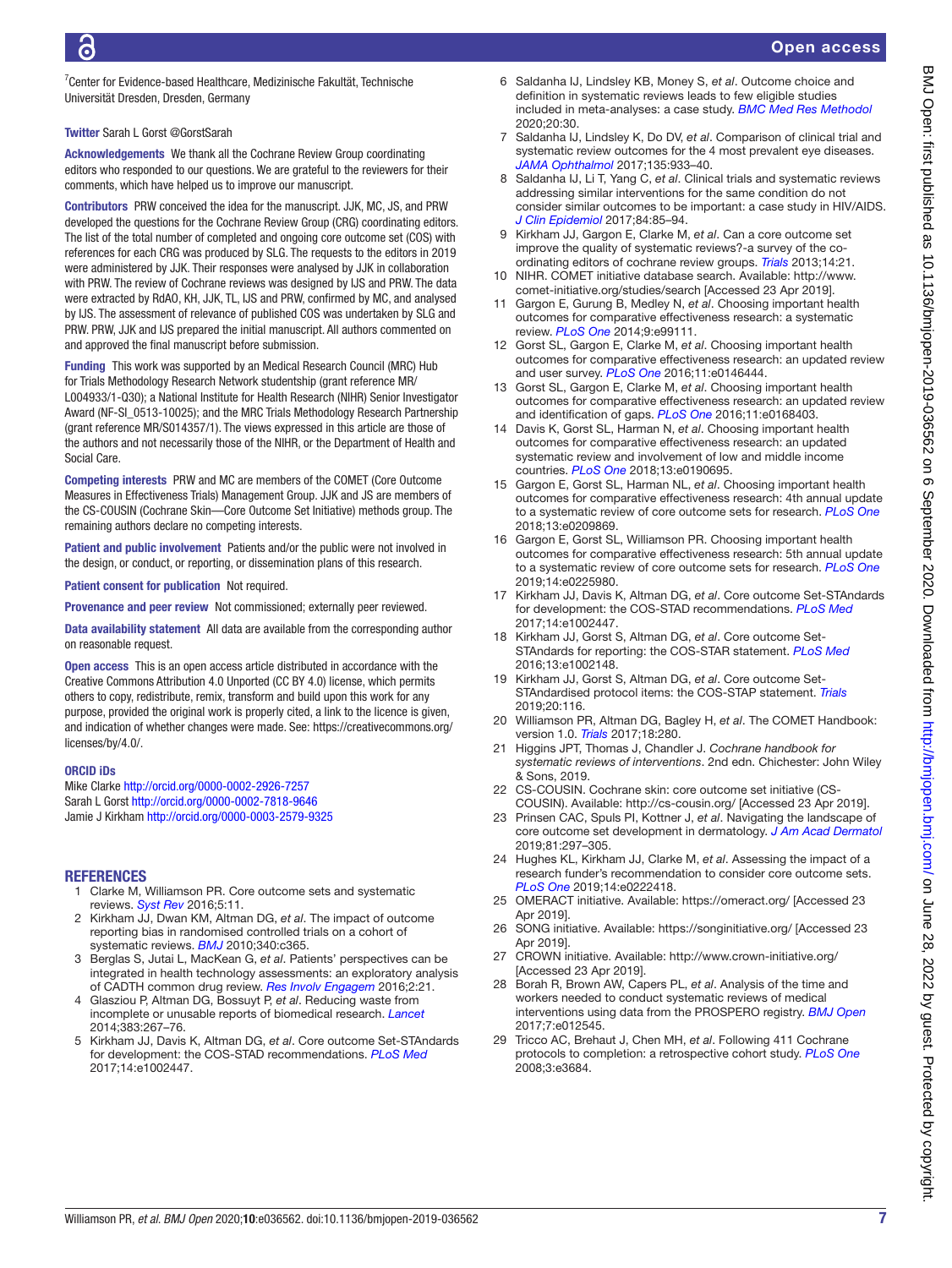[7]Center for Evidence-based Healthcare, Medizinische Fakultät, Technische Universität Dresden, Dresden, Germany

**Twitter** Sarah L Gorst @GorstSarah

**Acknowledgements** We thank all the Cochrane Review Group coordinating editors who responded to our questions. We are grateful to the reviewers for their comments, which have helped us to improve our manuscript.

**Contributors** PRW conceived the idea for the manuscript. JJK, MC, JS, and PRW developed the questions for the Cochrane Review Group (CRG) coordinating editors. The list of the total number of completed and ongoing core outcome set (COS) with references for each CRG was produced by SLG. The requests to the editors in 2019 were administered by JJK. Their responses were analysed by JJK in collaboration with PRW. The review of Cochrane reviews was designed by IJS and PRW. The data were extracted by RdAO, KH, JJK, TL, IJS and PRW, confirmed by MC, and analysed by IJS. The assessment of relevance of published COS was undertaken by SLG and PRW. PRW, JJK and IJS prepared the initial manuscript. All authors commented on and approved the final manuscript before submission.

**Funding** This work was supported by an Medical Research Council (MRC) Hub for Trials Methodology Research Network studentship (grant reference MR/L004933/1-Q30); a National Institute for Health Research (NIHR) Senior Investigator Award (NF-SI_0513-10025); and the MRC Trials Methodology Research Partnership (grant reference MR/S014357/1). The views expressed in this article are those of the authors and not necessarily those of the NIHR, or the Department of Health and Social Care.

**Competing interests** PRW and MC are members of the COMET (Core Outcome Measures in Effectiveness Trials) Management Group. JJK and JS are members of the CS-COUSIN (Cochrane Skin—Core Outcome Set Initiative) methods group. The remaining authors declare no competing interests.

**Patient and public involvement** Patients and/or the public were not involved in the design, or conduct, or reporting, or dissemination plans of this research.

**Patient consent for publication** Not required.

**Provenance and peer review** Not commissioned; externally peer reviewed.

**Data availability statement** All data are available from the corresponding author on reasonable request.

**Open access** This is an open access article distributed in accordance with the Creative Commons Attribution 4.0 Unported (CC BY 4.0) license, which permits others to copy, redistribute, remix, transform and build upon this work for any purpose, provided the original work is properly cited, a link to the licence is given, and indication of whether changes were made. See: https://creativecommons.org/licenses/by/4.0/.

**ORCID iDs**

Mike Clarke http://orcid.org/0000-0002-2926-7257
Sarah L Gorst http://orcid.org/0000-0002-7818-9646
Jamie J Kirkham http://orcid.org/0000-0003-2579-9325

## REFERENCES

1. Clarke M, Williamson PR. Core outcome sets and systematic reviews. *Syst Rev* 2016;5:11.
2. Kirkham JJ, Dwan KM, Altman DG, *et al*. The impact of outcome reporting bias in randomised controlled trials on a cohort of systematic reviews. *BMJ* 2010;340:c365.
3. Berglas S, Jutai L, MacKean G, *et al*. Patients' perspectives can be integrated in health technology assessments: an exploratory analysis of CADTH common drug review. *Res Involv Engagem* 2016;2:21.
4. Glasziou P, Altman DG, Bossuyt P, *et al*. Reducing waste from incomplete or unusable reports of biomedical research. *Lancet* 2014;383:267–76.
5. Kirkham JJ, Davis K, Altman DG, *et al*. Core outcome Set-STAndards for development: the COS-STAD recommendations. *PLoS Med* 2017;14:e1002447.
6. Saldanha IJ, Lindsley KB, Money S, *et al*. Outcome choice and definition in systematic reviews leads to few eligible studies included in meta-analyses: a case study. *BMC Med Res Methodol* 2020;20:30.
7. Saldanha IJ, Lindsley K, Do DV, *et al*. Comparison of clinical trial and systematic review outcomes for the 4 most prevalent eye diseases. *JAMA Ophthalmol* 2017;135:933–40.
8. Saldanha IJ, Li T, Yang C, *et al*. Clinical trials and systematic reviews addressing similar interventions for the same condition do not consider similar outcomes to be important: a case study in HIV/AIDS. *J Clin Epidemiol* 2017;84:85–94.
9. Kirkham JJ, Gargon E, Clarke M, *et al*. Can a core outcome set improve the quality of systematic reviews?-a survey of the co-ordinating editors of cochrane review groups. *Trials* 2013;14:21.
10. NIHR. COMET initiative database search. Available: http://www.comet-initiative.org/studies/search [Accessed 23 Apr 2019].
11. Gargon E, Gurung B, Medley N, *et al*. Choosing important health outcomes for comparative effectiveness research: a systematic review. *PLoS One* 2014;9:e99111.
12. Gorst SL, Gargon E, Clarke M, *et al*. Choosing important health outcomes for comparative effectiveness research: an updated review and user survey. *PLoS One* 2016;11:e0146444.
13. Gorst SL, Gargon E, Clarke M, *et al*. Choosing important health outcomes for comparative effectiveness research: an updated review and identification of gaps. *PLoS One* 2016;11:e0168403.
14. Davis K, Gorst SL, Harman N, *et al*. Choosing important health outcomes for comparative effectiveness research: an updated systematic review and involvement of low and middle income countries. *PLoS One* 2018;13:e0190695.
15. Gargon E, Gorst SL, Harman NL, *et al*. Choosing important health outcomes for comparative effectiveness research: 4th annual update to a systematic review of core outcome sets for research. *PLoS One* 2018;13:e0209869.
16. Gargon E, Gorst SL, Williamson PR. Choosing important health outcomes for comparative effectiveness research: 5th annual update to a systematic review of core outcome sets for research. *PLoS One* 2019;14:e0225980.
17. Kirkham JJ, Davis K, Altman DG, *et al*. Core outcome Set-STAndards for development: the COS-STAD recommendations. *PLoS Med* 2017;14:e1002447.
18. Kirkham JJ, Gorst S, Altman DG, *et al*. Core outcome Set-STAndards for reporting: the COS-STAR statement. *PLoS Med* 2016;13:e1002148.
19. Kirkham JJ, Gorst S, Altman DG, *et al*. Core outcome Set-STAndardised protocol items: the COS-STAP statement. *Trials* 2019;20:116.
20. Williamson PR, Altman DG, Bagley H, *et al*. The COMET Handbook: version 1.0. *Trials* 2017;18:280.
21. Higgins JPT, Thomas J, Chandler J. *Cochrane handbook for systematic reviews of interventions*. 2nd edn. Chichester: John Wiley & Sons, 2019.
22. CS-COUSIN. Cochrane skin: core outcome set initiative (CS-COUSIN). Available: http://cs-cousin.org/ [Accessed 23 Apr 2019].
23. Prinsen CAC, Spuls PI, Kottner J, *et al*. Navigating the landscape of core outcome set development in dermatology. *J Am Acad Dermatol* 2019;81:297–305.
24. Hughes KL, Kirkham JJ, Clarke M, *et al*. Assessing the impact of a research funder's recommendation to consider core outcome sets. *PLoS One* 2019;14:e0222418.
25. OMERACT initiative. Available: https://omeract.org/ [Accessed 23 Apr 2019].
26. SONG initiative. Available: https://songinitiative.org/ [Accessed 23 Apr 2019].
27. CROWN initiative. Available: http://www.crown-initiative.org/ [Accessed 23 Apr 2019].
28. Borah R, Brown AW, Capers PL, *et al*. Analysis of the time and workers needed to conduct systematic reviews of medical interventions using data from the PROSPERO registry. *BMJ Open* 2017;7:e012545.
29. Tricco AC, Brehaut J, Chen MH, *et al*. Following 411 Cochrane protocols to completion: a retrospective cohort study. *PLoS One* 2008;3:e3684.